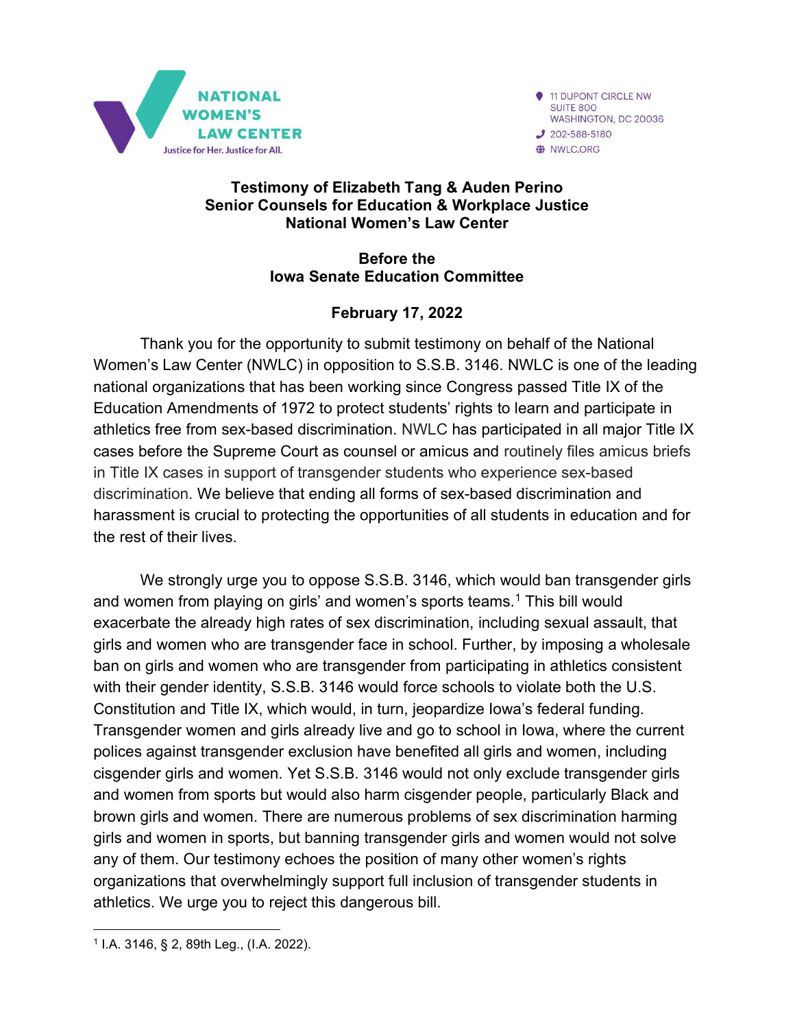NATIONAL WOMEN'S LAW CENTER
Justice for Her. Justice for All.

11 DUPONT CIRCLE NW
SUITE 800
WASHINGTON, DC 20036
202-588-5180
NWLC.ORG

**Testimony of Elizabeth Tang & Auden Perino**
**Senior Counsels for Education & Workplace Justice**
**National Women's Law Center**

**Before the**
**Iowa Senate Education Committee**

**February 17, 2022**

Thank you for the opportunity to submit testimony on behalf of the National Women's Law Center (NWLC) in opposition to S.S.B. 3146. NWLC is one of the leading national organizations that has been working since Congress passed Title IX of the Education Amendments of 1972 to protect students' rights to learn and participate in athletics free from sex-based discrimination. NWLC has participated in all major Title IX cases before the Supreme Court as counsel or amicus and routinely files amicus briefs in Title IX cases in support of transgender students who experience sex-based discrimination. We believe that ending all forms of sex-based discrimination and harassment is crucial to protecting the opportunities of all students in education and for the rest of their lives.

We strongly urge you to oppose S.S.B. 3146, which would ban transgender girls and women from playing on girls' and women's sports teams.[1] This bill would exacerbate the already high rates of sex discrimination, including sexual assault, that girls and women who are transgender face in school. Further, by imposing a wholesale ban on girls and women who are transgender from participating in athletics consistent with their gender identity, S.S.B. 3146 would force schools to violate both the U.S. Constitution and Title IX, which would, in turn, jeopardize Iowa's federal funding. Transgender women and girls already live and go to school in Iowa, where the current polices against transgender exclusion have benefited all girls and women, including cisgender girls and women. Yet S.S.B. 3146 would not only exclude transgender girls and women from sports but would also harm cisgender people, particularly Black and brown girls and women. There are numerous problems of sex discrimination harming girls and women in sports, but banning transgender girls and women would not solve any of them. Our testimony echoes the position of many other women's rights organizations that overwhelmingly support full inclusion of transgender students in athletics. We urge you to reject this dangerous bill.

[1] I.A. 3146, § 2, 89th Leg., (I.A. 2022).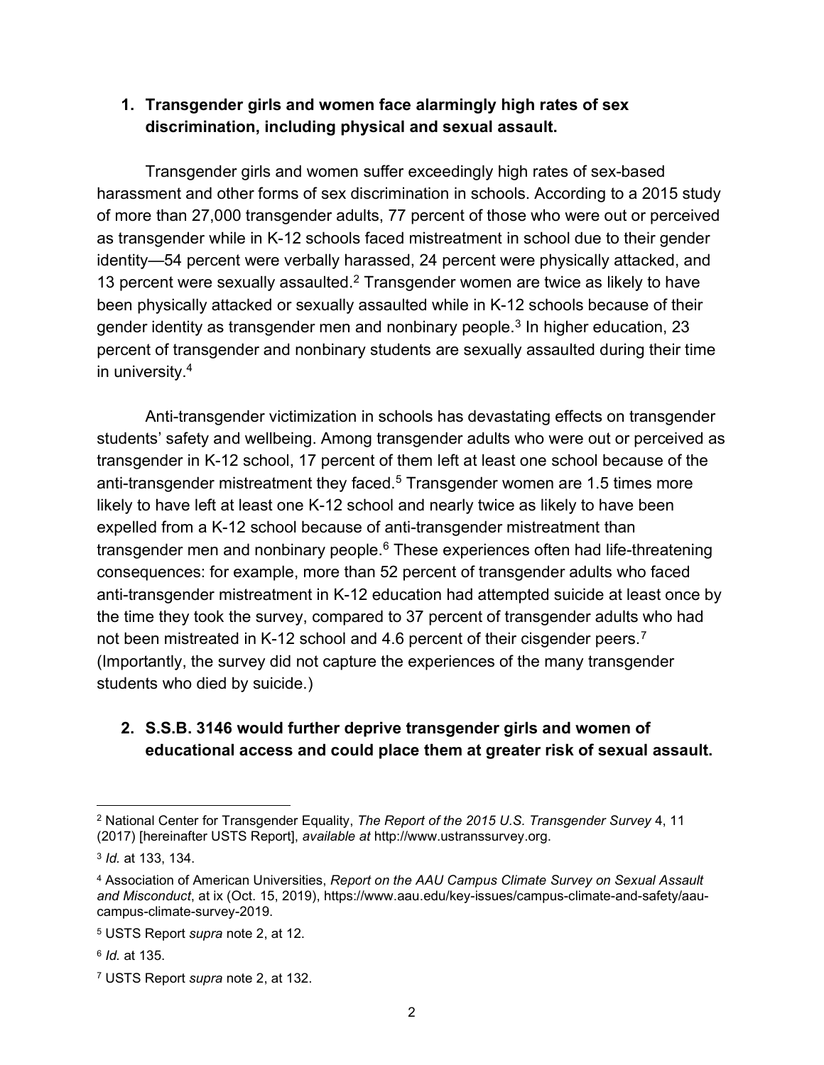1. **Transgender girls and women face alarmingly high rates of sex discrimination, including physical and sexual assault.**

Transgender girls and women suffer exceedingly high rates of sex-based harassment and other forms of sex discrimination in schools. According to a 2015 study of more than 27,000 transgender adults, 77 percent of those who were out or perceived as transgender while in K-12 schools faced mistreatment in school due to their gender identity—54 percent were verbally harassed, 24 percent were physically attacked, and 13 percent were sexually assaulted.[2] Transgender women are twice as likely to have been physically attacked or sexually assaulted while in K-12 schools because of their gender identity as transgender men and nonbinary people.[3] In higher education, 23 percent of transgender and nonbinary students are sexually assaulted during their time in university.[4]

Anti-transgender victimization in schools has devastating effects on transgender students' safety and wellbeing. Among transgender adults who were out or perceived as transgender in K-12 school, 17 percent of them left at least one school because of the anti-transgender mistreatment they faced.[5] Transgender women are 1.5 times more likely to have left at least one K-12 school and nearly twice as likely to have been expelled from a K-12 school because of anti-transgender mistreatment than transgender men and nonbinary people.[6] These experiences often had life-threatening consequences: for example, more than 52 percent of transgender adults who faced anti-transgender mistreatment in K-12 education had attempted suicide at least once by the time they took the survey, compared to 37 percent of transgender adults who had not been mistreated in K-12 school and 4.6 percent of their cisgender peers.[7] (Importantly, the survey did not capture the experiences of the many transgender students who died by suicide.)

2. **S.S.B. 3146 would further deprive transgender girls and women of educational access and could place them at greater risk of sexual assault.**

---

[2] National Center for Transgender Equality, *The Report of the 2015 U.S. Transgender Survey* 4, 11 (2017) [hereinafter USTS Report], *available at* http://www.ustranssurvey.org.

[3] *Id.* at 133, 134.

[4] Association of American Universities, *Report on the AAU Campus Climate Survey on Sexual Assault and Misconduct*, at ix (Oct. 15, 2019), https://www.aau.edu/key-issues/campus-climate-and-safety/aau-campus-climate-survey-2019.

[5] USTS Report *supra* note 2, at 12.

[6] *Id.* at 135.

[7] USTS Report *supra* note 2, at 132.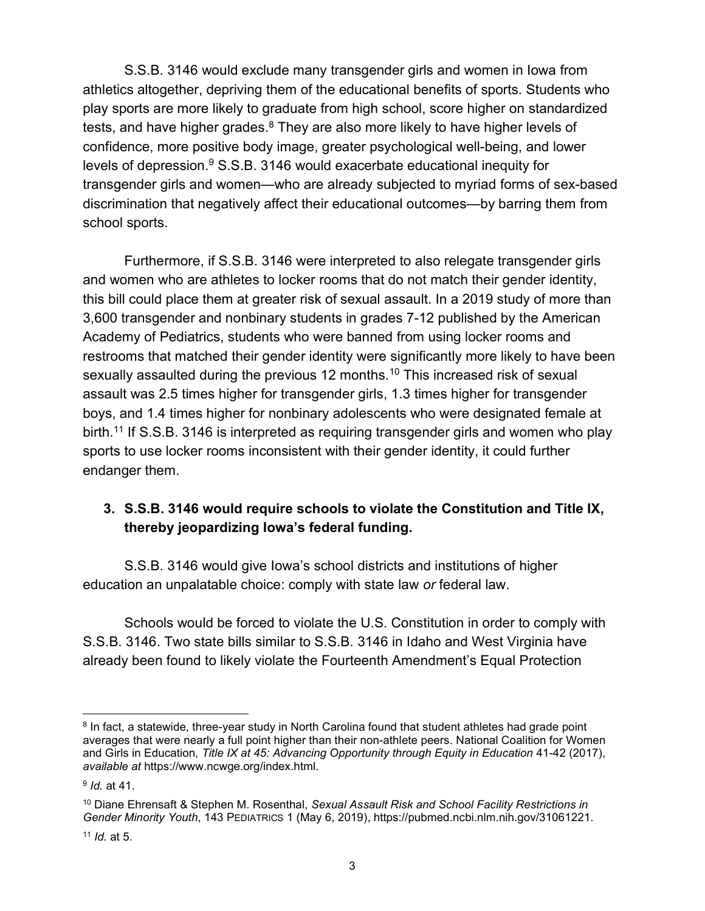S.S.B. 3146 would exclude many transgender girls and women in Iowa from athletics altogether, depriving them of the educational benefits of sports. Students who play sports are more likely to graduate from high school, score higher on standardized tests, and have higher grades.[8] They are also more likely to have higher levels of confidence, more positive body image, greater psychological well-being, and lower levels of depression.[9] S.S.B. 3146 would exacerbate educational inequity for transgender girls and women—who are already subjected to myriad forms of sex-based discrimination that negatively affect their educational outcomes—by barring them from school sports.

Furthermore, if S.S.B. 3146 were interpreted to also relegate transgender girls and women who are athletes to locker rooms that do not match their gender identity, this bill could place them at greater risk of sexual assault. In a 2019 study of more than 3,600 transgender and nonbinary students in grades 7-12 published by the American Academy of Pediatrics, students who were banned from using locker rooms and restrooms that matched their gender identity were significantly more likely to have been sexually assaulted during the previous 12 months.[10] This increased risk of sexual assault was 2.5 times higher for transgender girls, 1.3 times higher for transgender boys, and 1.4 times higher for nonbinary adolescents who were designated female at birth.[11] If S.S.B. 3146 is interpreted as requiring transgender girls and women who play sports to use locker rooms inconsistent with their gender identity, it could further endanger them.

### 3. S.S.B. 3146 would require schools to violate the Constitution and Title IX, thereby jeopardizing Iowa's federal funding.

S.S.B. 3146 would give Iowa's school districts and institutions of higher education an unpalatable choice: comply with state law *or* federal law.

Schools would be forced to violate the U.S. Constitution in order to comply with S.S.B. 3146. Two state bills similar to S.S.B. 3146 in Idaho and West Virginia have already been found to likely violate the Fourteenth Amendment's Equal Protection

---

[8] In fact, a statewide, three-year study in North Carolina found that student athletes had grade point averages that were nearly a full point higher than their non-athlete peers. National Coalition for Women and Girls in Education, *Title IX at 45: Advancing Opportunity through Equity in Education* 41-42 (2017), *available at* https://www.ncwge.org/index.html.

[9] *Id.* at 41.

[10] Diane Ehrensaft & Stephen M. Rosenthal, *Sexual Assault Risk and School Facility Restrictions in Gender Minority Youth*, 143 PEDIATRICS 1 (May 6, 2019), https://pubmed.ncbi.nlm.nih.gov/31061221.

[11] *Id.* at 5.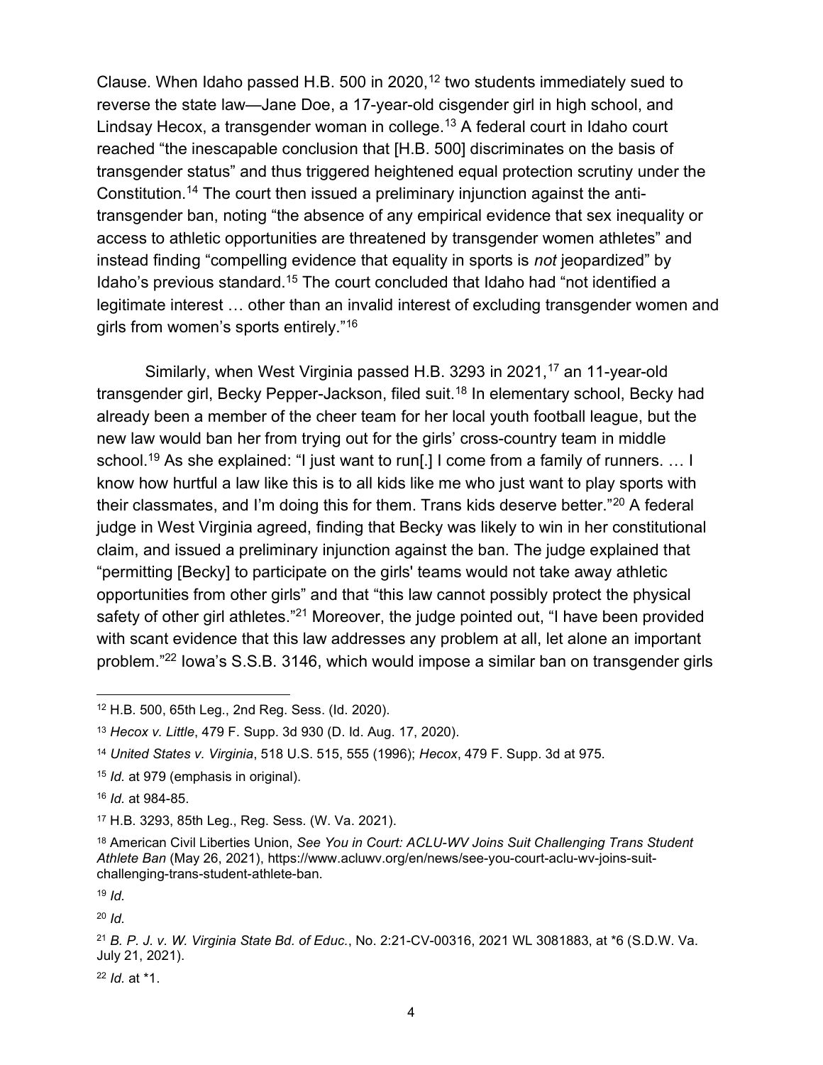Clause. When Idaho passed H.B. 500 in 2020,[12] two students immediately sued to reverse the state law—Jane Doe, a 17-year-old cisgender girl in high school, and Lindsay Hecox, a transgender woman in college.[13] A federal court in Idaho court reached "the inescapable conclusion that [H.B. 500] discriminates on the basis of transgender status" and thus triggered heightened equal protection scrutiny under the Constitution.[14] The court then issued a preliminary injunction against the anti-transgender ban, noting "the absence of any empirical evidence that sex inequality or access to athletic opportunities are threatened by transgender women athletes" and instead finding "compelling evidence that equality in sports is *not* jeopardized" by Idaho's previous standard.[15] The court concluded that Idaho had "not identified a legitimate interest … other than an invalid interest of excluding transgender women and girls from women's sports entirely."[16]

Similarly, when West Virginia passed H.B. 3293 in 2021,[17] an 11-year-old transgender girl, Becky Pepper-Jackson, filed suit.[18] In elementary school, Becky had already been a member of the cheer team for her local youth football league, but the new law would ban her from trying out for the girls' cross-country team in middle school.[19] As she explained: "I just want to run[.] I come from a family of runners. … I know how hurtful a law like this is to all kids like me who just want to play sports with their classmates, and I'm doing this for them. Trans kids deserve better."[20] A federal judge in West Virginia agreed, finding that Becky was likely to win in her constitutional claim, and issued a preliminary injunction against the ban. The judge explained that "permitting [Becky] to participate on the girls' teams would not take away athletic opportunities from other girls" and that "this law cannot possibly protect the physical safety of other girl athletes."[21] Moreover, the judge pointed out, "I have been provided with scant evidence that this law addresses any problem at all, let alone an important problem."[22] Iowa's S.S.B. 3146, which would impose a similar ban on transgender girls

---

[12] H.B. 500, 65th Leg., 2nd Reg. Sess. (Id. 2020).

[13] *Hecox v. Little*, 479 F. Supp. 3d 930 (D. Id. Aug. 17, 2020).

[14] *United States v. Virginia*, 518 U.S. 515, 555 (1996); *Hecox*, 479 F. Supp. 3d at 975.

[15] *Id.* at 979 (emphasis in original).

[16] *Id.* at 984-85.

[17] H.B. 3293, 85th Leg., Reg. Sess. (W. Va. 2021).

[18] American Civil Liberties Union, *See You in Court: ACLU-WV Joins Suit Challenging Trans Student Athlete Ban* (May 26, 2021), https://www.acluwv.org/en/news/see-you-court-aclu-wv-joins-suit-challenging-trans-student-athlete-ban.

[19] *Id.*

[20] *Id.*

[21] *B. P. J. v. W. Virginia State Bd. of Educ.*, No. 2:21-CV-00316, 2021 WL 3081883, at *6 (S.D.W. Va. July 21, 2021).

[22] *Id.* at *1.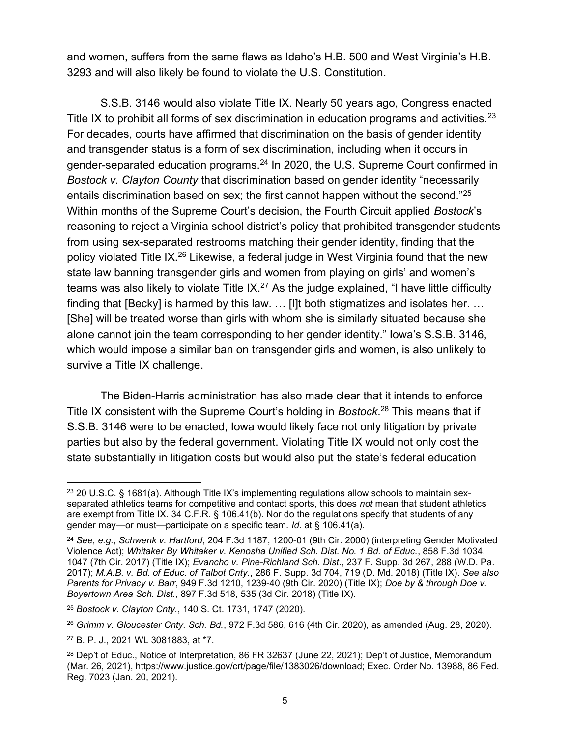and women, suffers from the same flaws as Idaho's H.B. 500 and West Virginia's H.B. 3293 and will also likely be found to violate the U.S. Constitution.

S.S.B. 3146 would also violate Title IX. Nearly 50 years ago, Congress enacted Title IX to prohibit all forms of sex discrimination in education programs and activities.[23] For decades, courts have affirmed that discrimination on the basis of gender identity and transgender status is a form of sex discrimination, including when it occurs in gender-separated education programs.[24] In 2020, the U.S. Supreme Court confirmed in *Bostock v. Clayton County* that discrimination based on gender identity "necessarily entails discrimination based on sex; the first cannot happen without the second."[25] Within months of the Supreme Court's decision, the Fourth Circuit applied *Bostock*'s reasoning to reject a Virginia school district's policy that prohibited transgender students from using sex-separated restrooms matching their gender identity, finding that the policy violated Title IX.[26] Likewise, a federal judge in West Virginia found that the new state law banning transgender girls and women from playing on girls' and women's teams was also likely to violate Title IX.[27] As the judge explained, "I have little difficulty finding that [Becky] is harmed by this law. … [I]t both stigmatizes and isolates her. … [She] will be treated worse than girls with whom she is similarly situated because she alone cannot join the team corresponding to her gender identity." Iowa's S.S.B. 3146, which would impose a similar ban on transgender girls and women, is also unlikely to survive a Title IX challenge.

The Biden-Harris administration has also made clear that it intends to enforce Title IX consistent with the Supreme Court's holding in *Bostock*.[28] This means that if S.S.B. 3146 were to be enacted, Iowa would likely face not only litigation by private parties but also by the federal government. Violating Title IX would not only cost the state substantially in litigation costs but would also put the state's federal education

---

[23] 20 U.S.C. § 1681(a). Although Title IX's implementing regulations allow schools to maintain sex-separated athletics teams for competitive and contact sports, this does *not* mean that student athletics are exempt from Title IX. 34 C.F.R. § 106.41(b). Nor do the regulations specify that students of any gender may—or must—participate on a specific team. *Id.* at § 106.41(a).

[24] *See, e.g.*, *Schwenk v. Hartford*, 204 F.3d 1187, 1200-01 (9th Cir. 2000) (interpreting Gender Motivated Violence Act); *Whitaker By Whitaker v. Kenosha Unified Sch. Dist. No. 1 Bd. of Educ.*, 858 F.3d 1034, 1047 (7th Cir. 2017) (Title IX); *Evancho v. Pine-Richland Sch. Dist*., 237 F. Supp. 3d 267, 288 (W.D. Pa. 2017); *M.A.B. v. Bd. of Educ. of Talbot Cnty.*, 286 F. Supp. 3d 704, 719 (D. Md. 2018) (Title IX). *See also Parents for Privacy v. Barr*, 949 F.3d 1210, 1239-40 (9th Cir. 2020) (Title IX); *Doe by & through Doe v. Boyertown Area Sch. Dist.*, 897 F.3d 518, 535 (3d Cir. 2018) (Title IX).

[25] *Bostock v. Clayton Cnty.*, 140 S. Ct. 1731, 1747 (2020).

[26] *Grimm v. Gloucester Cnty. Sch. Bd.*, 972 F.3d 586, 616 (4th Cir. 2020), as amended (Aug. 28, 2020).

[27] B. P. J., 2021 WL 3081883, at *7.

[28] Dep't of Educ., Notice of Interpretation, 86 FR 32637 (June 22, 2021); Dep't of Justice, Memorandum (Mar. 26, 2021), https://www.justice.gov/crt/page/file/1383026/download; Exec. Order No. 13988, 86 Fed. Reg. 7023 (Jan. 20, 2021).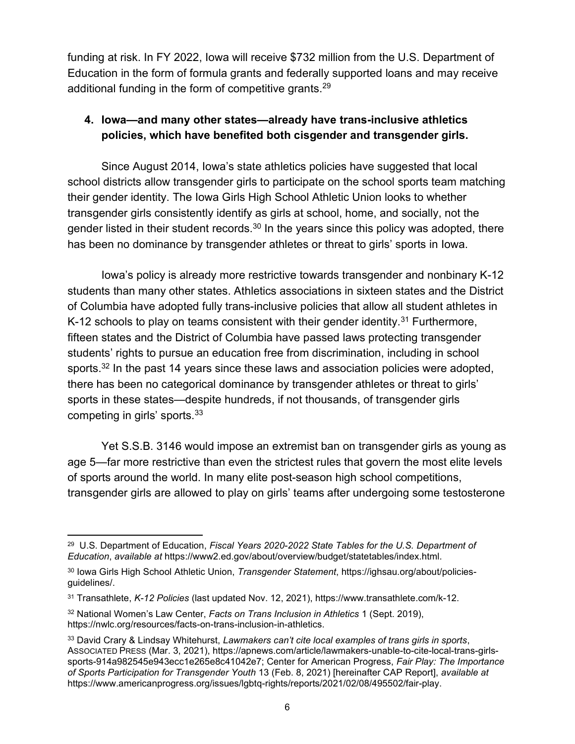funding at risk. In FY 2022, Iowa will receive $732 million from the U.S. Department of Education in the form of formula grants and federally supported loans and may receive additional funding in the form of competitive grants.[29]

**4. Iowa—and many other states—already have trans-inclusive athletics policies, which have benefited both cisgender and transgender girls.**

Since August 2014, Iowa's state athletics policies have suggested that local school districts allow transgender girls to participate on the school sports team matching their gender identity. The Iowa Girls High School Athletic Union looks to whether transgender girls consistently identify as girls at school, home, and socially, not the gender listed in their student records.[30] In the years since this policy was adopted, there has been no dominance by transgender athletes or threat to girls' sports in Iowa.

Iowa's policy is already more restrictive towards transgender and nonbinary K-12 students than many other states. Athletics associations in sixteen states and the District of Columbia have adopted fully trans-inclusive policies that allow all student athletes in K-12 schools to play on teams consistent with their gender identity.[31] Furthermore, fifteen states and the District of Columbia have passed laws protecting transgender students' rights to pursue an education free from discrimination, including in school sports.[32] In the past 14 years since these laws and association policies were adopted, there has been no categorical dominance by transgender athletes or threat to girls' sports in these states—despite hundreds, if not thousands, of transgender girls competing in girls' sports.[33]

Yet S.S.B. 3146 would impose an extremist ban on transgender girls as young as age 5—far more restrictive than even the strictest rules that govern the most elite levels of sports around the world. In many elite post-season high school competitions, transgender girls are allowed to play on girls' teams after undergoing some testosterone

---

[29] U.S. Department of Education, *Fiscal Years 2020-2022 State Tables for the U.S. Department of Education*, *available at* https://www2.ed.gov/about/overview/budget/statetables/index.html.

[30] Iowa Girls High School Athletic Union, *Transgender Statement*, https://ighsau.org/about/policies-guidelines/.

[31] Transathlete, *K-12 Policies* (last updated Nov. 12, 2021), https://www.transathlete.com/k-12.

[32] National Women's Law Center, *Facts on Trans Inclusion in Athletics* 1 (Sept. 2019), https://nwlc.org/resources/facts-on-trans-inclusion-in-athletics.

[33] David Crary & Lindsay Whitehurst, *Lawmakers can't cite local examples of trans girls in sports*, ASSOCIATED PRESS (Mar. 3, 2021), https://apnews.com/article/lawmakers-unable-to-cite-local-trans-girls-sports-914a982545e943ecc1e265e8c41042e7; Center for American Progress, *Fair Play: The Importance of Sports Participation for Transgender Youth* 13 (Feb. 8, 2021) [hereinafter CAP Report], *available at* https://www.americanprogress.org/issues/lgbtq-rights/reports/2021/02/08/495502/fair-play.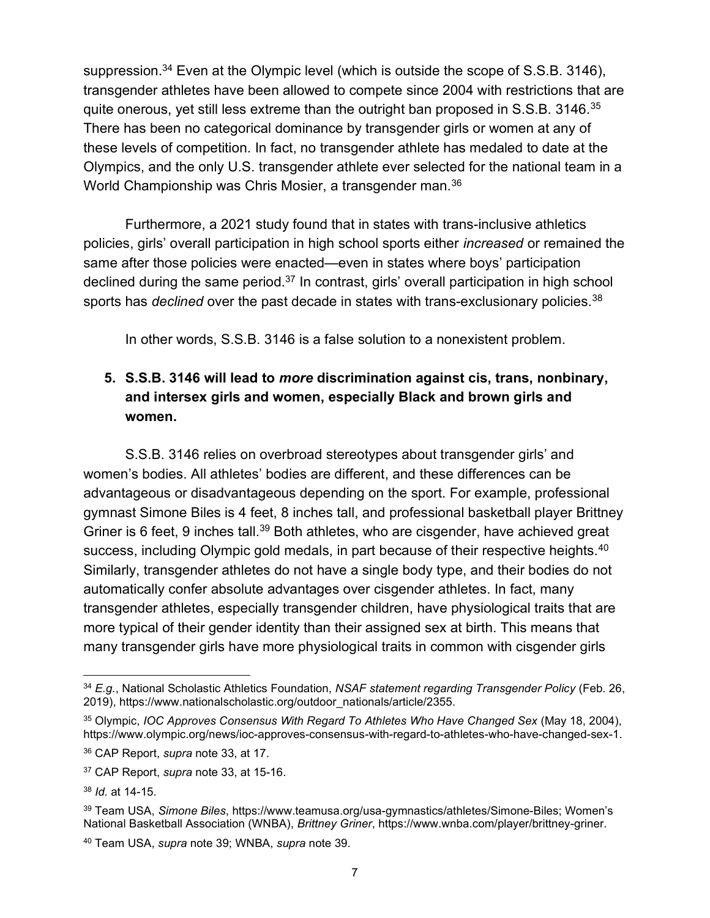suppression.[34] Even at the Olympic level (which is outside the scope of S.S.B. 3146), transgender athletes have been allowed to compete since 2004 with restrictions that are quite onerous, yet still less extreme than the outright ban proposed in S.S.B. 3146.[35] There has been no categorical dominance by transgender girls or women at any of these levels of competition. In fact, no transgender athlete has medaled to date at the Olympics, and the only U.S. transgender athlete ever selected for the national team in a World Championship was Chris Mosier, a transgender man.[36]

Furthermore, a 2021 study found that in states with trans-inclusive athletics policies, girls' overall participation in high school sports either *increased* or remained the same after those policies were enacted—even in states where boys' participation declined during the same period.[37] In contrast, girls' overall participation in high school sports has *declined* over the past decade in states with trans-exclusionary policies.[38]

In other words, S.S.B. 3146 is a false solution to a nonexistent problem.

## 5. S.S.B. 3146 will lead to *more* discrimination against cis, trans, nonbinary, and intersex girls and women, especially Black and brown girls and women.

S.S.B. 3146 relies on overbroad stereotypes about transgender girls' and women's bodies. All athletes' bodies are different, and these differences can be advantageous or disadvantageous depending on the sport. For example, professional gymnast Simone Biles is 4 feet, 8 inches tall, and professional basketball player Brittney Griner is 6 feet, 9 inches tall.[39] Both athletes, who are cisgender, have achieved great success, including Olympic gold medals, in part because of their respective heights.[40] Similarly, transgender athletes do not have a single body type, and their bodies do not automatically confer absolute advantages over cisgender athletes. In fact, many transgender athletes, especially transgender children, have physiological traits that are more typical of their gender identity than their assigned sex at birth. This means that many transgender girls have more physiological traits in common with cisgender girls

---

[34] *E.g.*, National Scholastic Athletics Foundation, *NSAF statement regarding Transgender Policy* (Feb. 26, 2019), https://www.nationalscholastic.org/outdoor_nationals/article/2355.

[35] Olympic, *IOC Approves Consensus With Regard To Athletes Who Have Changed Sex* (May 18, 2004), https://www.olympic.org/news/ioc-approves-consensus-with-regard-to-athletes-who-have-changed-sex-1.

[36] CAP Report, *supra* note 33, at 17.

[37] CAP Report, *supra* note 33, at 15-16.

[38] *Id.* at 14-15.

[39] Team USA, *Simone Biles*, https://www.teamusa.org/usa-gymnastics/athletes/Simone-Biles; Women's National Basketball Association (WNBA), *Brittney Griner*, https://www.wnba.com/player/brittney-griner.

[40] Team USA, *supra* note 39; WNBA, *supra* note 39.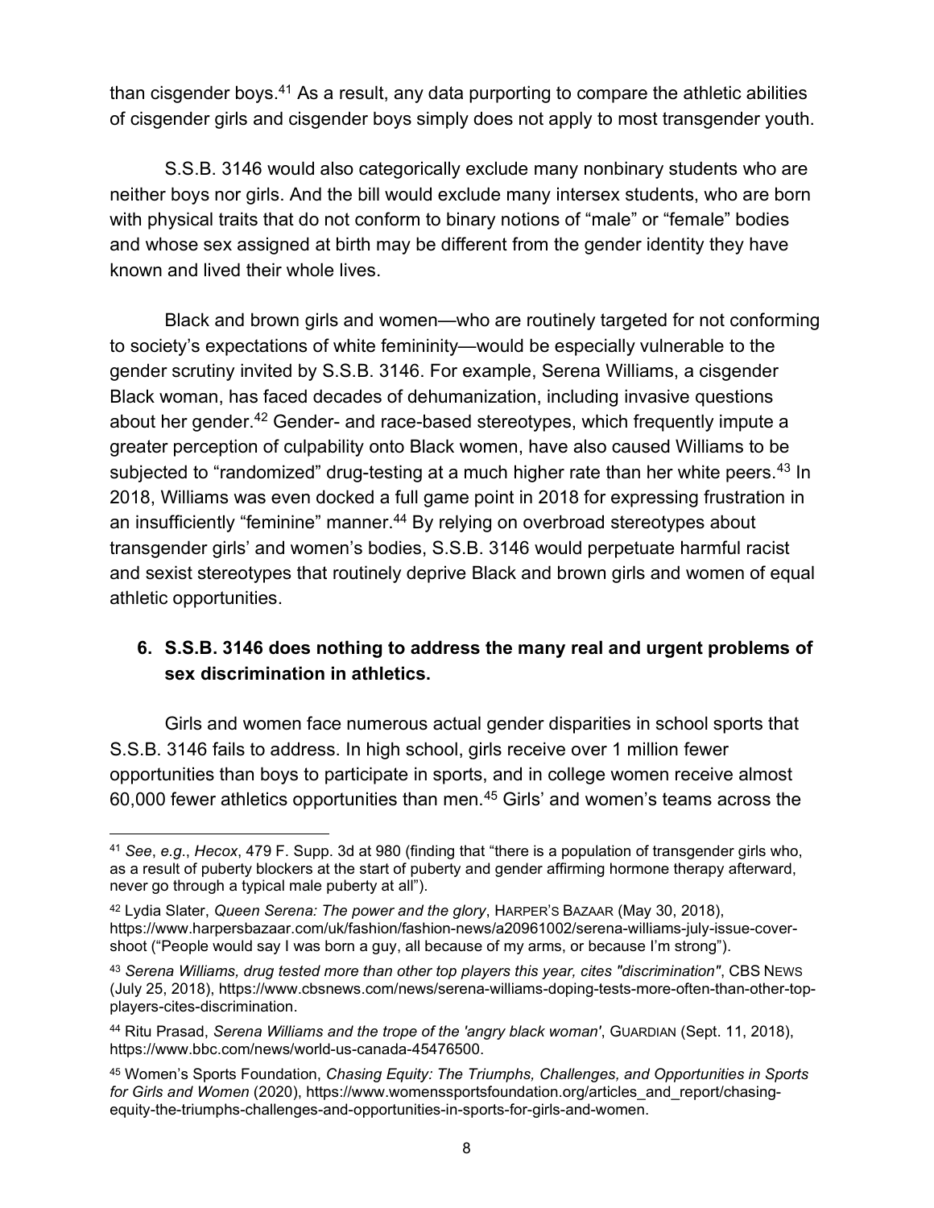than cisgender boys.[41] As a result, any data purporting to compare the athletic abilities of cisgender girls and cisgender boys simply does not apply to most transgender youth.

S.S.B. 3146 would also categorically exclude many nonbinary students who are neither boys nor girls. And the bill would exclude many intersex students, who are born with physical traits that do not conform to binary notions of "male" or "female" bodies and whose sex assigned at birth may be different from the gender identity they have known and lived their whole lives.

Black and brown girls and women—who are routinely targeted for not conforming to society's expectations of white femininity—would be especially vulnerable to the gender scrutiny invited by S.S.B. 3146. For example, Serena Williams, a cisgender Black woman, has faced decades of dehumanization, including invasive questions about her gender.[42] Gender- and race-based stereotypes, which frequently impute a greater perception of culpability onto Black women, have also caused Williams to be subjected to "randomized" drug-testing at a much higher rate than her white peers.[43] In 2018, Williams was even docked a full game point in 2018 for expressing frustration in an insufficiently "feminine" manner.[44] By relying on overbroad stereotypes about transgender girls' and women's bodies, S.S.B. 3146 would perpetuate harmful racist and sexist stereotypes that routinely deprive Black and brown girls and women of equal athletic opportunities.

### 6. S.S.B. 3146 does nothing to address the many real and urgent problems of sex discrimination in athletics.

Girls and women face numerous actual gender disparities in school sports that S.S.B. 3146 fails to address. In high school, girls receive over 1 million fewer opportunities than boys to participate in sports, and in college women receive almost 60,000 fewer athletics opportunities than men.[45] Girls' and women's teams across the

---

[41] *See*, *e.g.*, *Hecox*, 479 F. Supp. 3d at 980 (finding that "there is a population of transgender girls who, as a result of puberty blockers at the start of puberty and gender affirming hormone therapy afterward, never go through a typical male puberty at all").

[42] Lydia Slater, *Queen Serena: The power and the glory*, HARPER'S BAZAAR (May 30, 2018), https://www.harpersbazaar.com/uk/fashion/fashion-news/a20961002/serena-williams-july-issue-cover-shoot ("People would say I was born a guy, all because of my arms, or because I'm strong").

[43] *Serena Williams, drug tested more than other top players this year, cites "discrimination"*, CBS NEWS (July 25, 2018), https://www.cbsnews.com/news/serena-williams-doping-tests-more-often-than-other-top-players-cites-discrimination.

[44] Ritu Prasad, *Serena Williams and the trope of the 'angry black woman'*, GUARDIAN (Sept. 11, 2018), https://www.bbc.com/news/world-us-canada-45476500.

[45] Women's Sports Foundation, *Chasing Equity: The Triumphs, Challenges, and Opportunities in Sports for Girls and Women* (2020), https://www.womenssportsfoundation.org/articles_and_report/chasing-equity-the-triumphs-challenges-and-opportunities-in-sports-for-girls-and-women.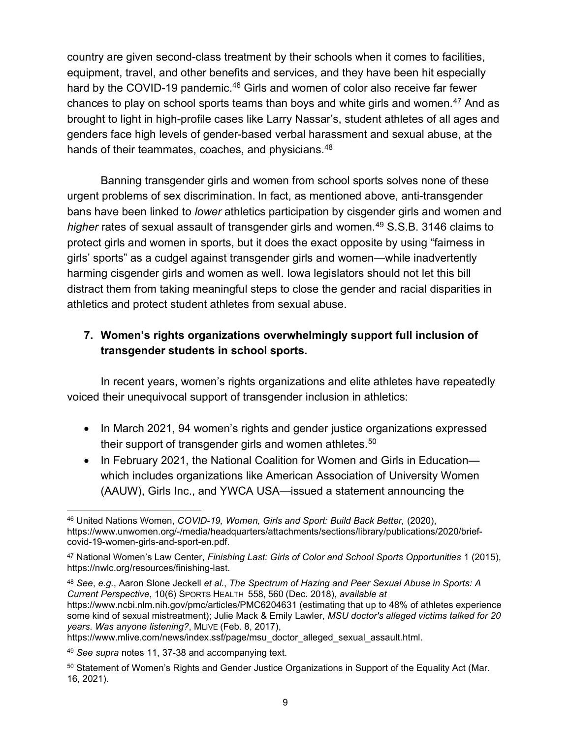country are given second-class treatment by their schools when it comes to facilities, equipment, travel, and other benefits and services, and they have been hit especially hard by the COVID-19 pandemic.[46] Girls and women of color also receive far fewer chances to play on school sports teams than boys and white girls and women.[47] And as brought to light in high-profile cases like Larry Nassar's, student athletes of all ages and genders face high levels of gender-based verbal harassment and sexual abuse, at the hands of their teammates, coaches, and physicians.[48]

Banning transgender girls and women from school sports solves none of these urgent problems of sex discrimination. In fact, as mentioned above, anti-transgender bans have been linked to *lower* athletics participation by cisgender girls and women and *higher* rates of sexual assault of transgender girls and women.[49] S.S.B. 3146 claims to protect girls and women in sports, but it does the exact opposite by using "fairness in girls' sports" as a cudgel against transgender girls and women—while inadvertently harming cisgender girls and women as well. Iowa legislators should not let this bill distract them from taking meaningful steps to close the gender and racial disparities in athletics and protect student athletes from sexual abuse.

**7. Women's rights organizations overwhelmingly support full inclusion of transgender students in school sports.**

In recent years, women's rights organizations and elite athletes have repeatedly voiced their unequivocal support of transgender inclusion in athletics:

- In March 2021, 94 women's rights and gender justice organizations expressed their support of transgender girls and women athletes.[50]
- In February 2021, the National Coalition for Women and Girls in Education—which includes organizations like American Association of University Women (AAUW), Girls Inc., and YWCA USA—issued a statement announcing the

---

[46] United Nations Women, *COVID-19, Women, Girls and Sport: Build Back Better,* (2020), https://www.unwomen.org/-/media/headquarters/attachments/sections/library/publications/2020/brief-covid-19-women-girls-and-sport-en.pdf.

[47] National Women's Law Center, *Finishing Last: Girls of Color and School Sports Opportunities* 1 (2015), https://nwlc.org/resources/finishing-last.

[48] *See*, *e.g.*, Aaron Slone Jeckell *et al.*, *The Spectrum of Hazing and Peer Sexual Abuse in Sports: A Current Perspective*, 10(6) SPORTS HEALTH 558, 560 (Dec. 2018), *available at* https://www.ncbi.nlm.nih.gov/pmc/articles/PMC6204631 (estimating that up to 48% of athletes experience some kind of sexual mistreatment); Julie Mack & Emily Lawler, *MSU doctor's alleged victims talked for 20 years. Was anyone listening?*, MLIVE (Feb. 8, 2017), https://www.mlive.com/news/index.ssf/page/msu_doctor_alleged_sexual_assault.html.

[49] *See supra* notes 11, 37-38 and accompanying text.

[50] Statement of Women's Rights and Gender Justice Organizations in Support of the Equality Act (Mar. 16, 2021).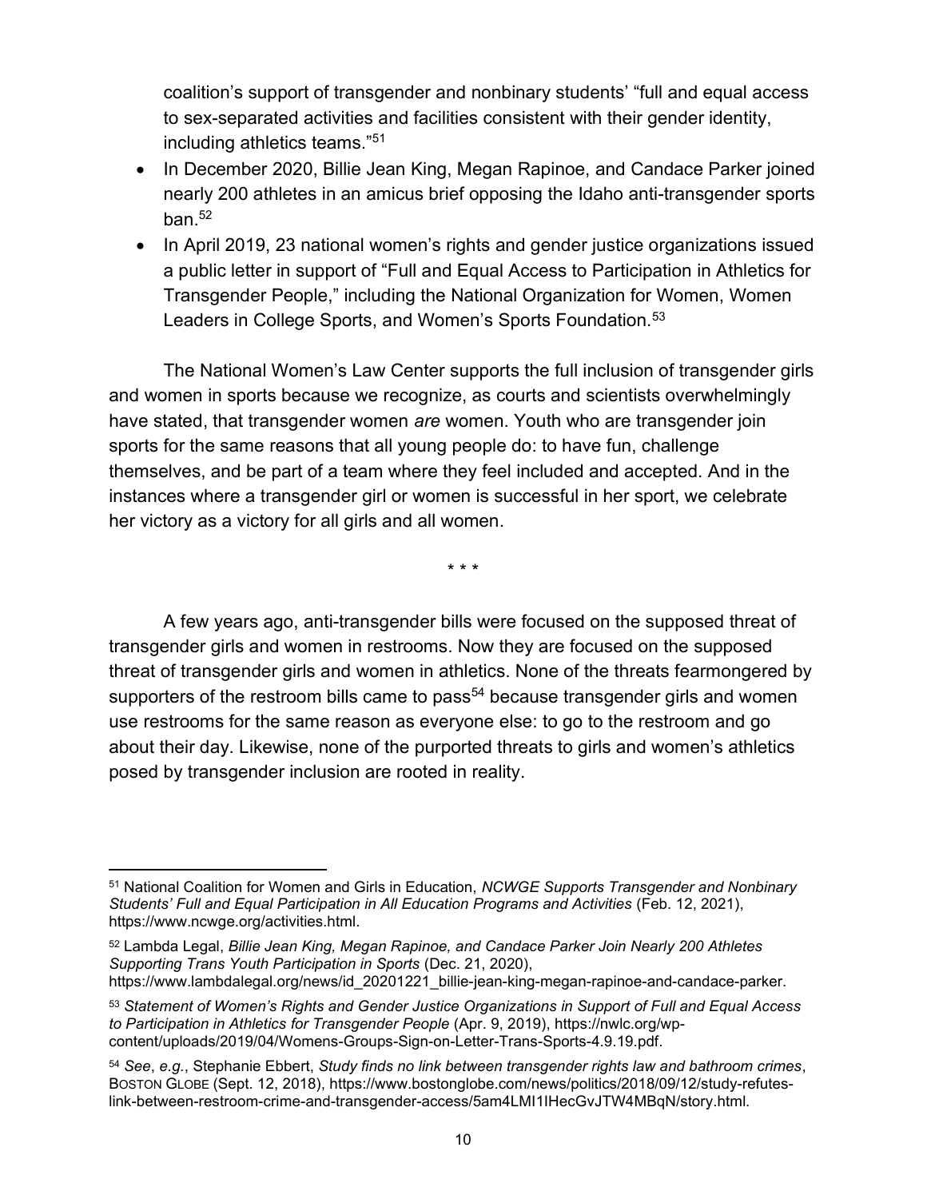coalition's support of transgender and nonbinary students' "full and equal access to sex-separated activities and facilities consistent with their gender identity, including athletics teams."[51]

- In December 2020, Billie Jean King, Megan Rapinoe, and Candace Parker joined nearly 200 athletes in an amicus brief opposing the Idaho anti-transgender sports ban.[52]
- In April 2019, 23 national women's rights and gender justice organizations issued a public letter in support of "Full and Equal Access to Participation in Athletics for Transgender People," including the National Organization for Women, Women Leaders in College Sports, and Women's Sports Foundation.[53]

The National Women's Law Center supports the full inclusion of transgender girls and women in sports because we recognize, as courts and scientists overwhelmingly have stated, that transgender women *are* women. Youth who are transgender join sports for the same reasons that all young people do: to have fun, challenge themselves, and be part of a team where they feel included and accepted. And in the instances where a transgender girl or women is successful in her sport, we celebrate her victory as a victory for all girls and all women.

\* \* \*

A few years ago, anti-transgender bills were focused on the supposed threat of transgender girls and women in restrooms. Now they are focused on the supposed threat of transgender girls and women in athletics. None of the threats fearmongered by supporters of the restroom bills came to pass[54] because transgender girls and women use restrooms for the same reason as everyone else: to go to the restroom and go about their day. Likewise, none of the purported threats to girls and women's athletics posed by transgender inclusion are rooted in reality.

---

[51] National Coalition for Women and Girls in Education, *NCWGE Supports Transgender and Nonbinary Students' Full and Equal Participation in All Education Programs and Activities* (Feb. 12, 2021), https://www.ncwge.org/activities.html.

[52] Lambda Legal, *Billie Jean King, Megan Rapinoe, and Candace Parker Join Nearly 200 Athletes Supporting Trans Youth Participation in Sports* (Dec. 21, 2020), https://www.lambdalegal.org/news/id_20201221_billie-jean-king-megan-rapinoe-and-candace-parker.

[53] *Statement of Women's Rights and Gender Justice Organizations in Support of Full and Equal Access to Participation in Athletics for Transgender People* (Apr. 9, 2019), https://nwlc.org/wp-content/uploads/2019/04/Womens-Groups-Sign-on-Letter-Trans-Sports-4.9.19.pdf.

[54] *See*, *e.g.*, Stephanie Ebbert, *Study finds no link between transgender rights law and bathroom crimes*, BOSTON GLOBE (Sept. 12, 2018), https://www.bostonglobe.com/news/politics/2018/09/12/study-refutes-link-between-restroom-crime-and-transgender-access/5am4LMI1lHecGvJTW4MBqN/story.html.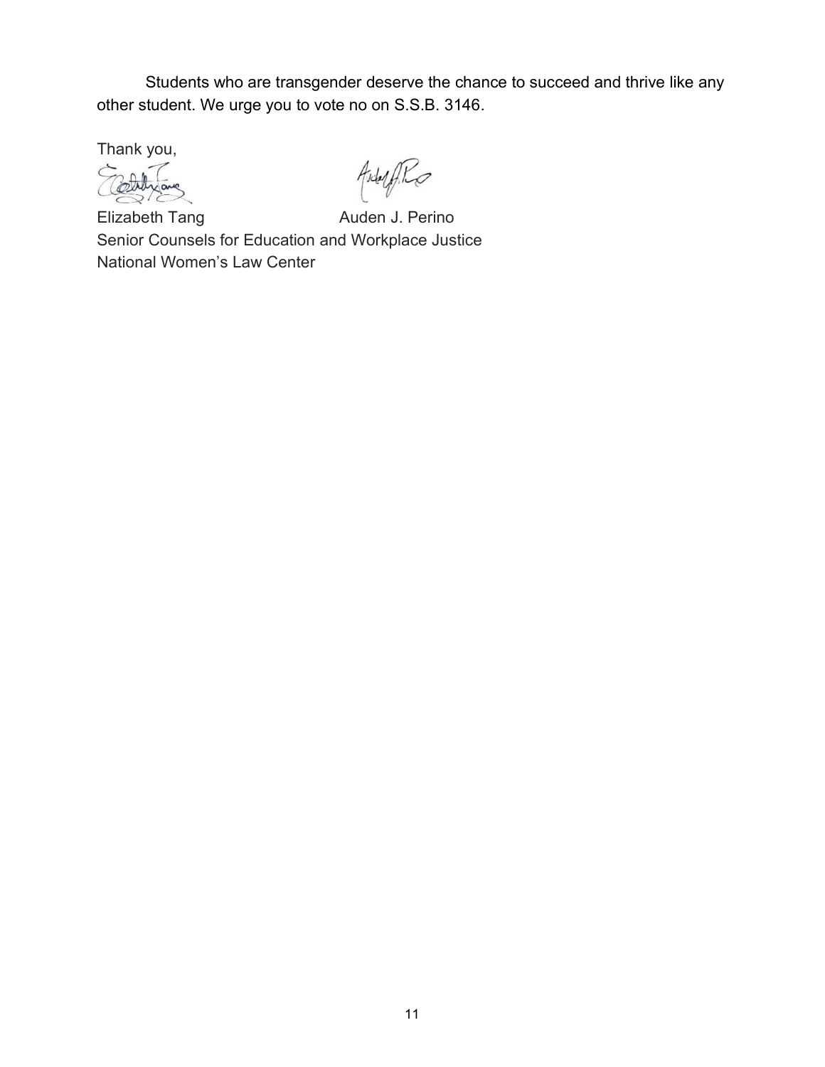Students who are transgender deserve the chance to succeed and thrive like any other student. We urge you to vote no on S.S.B. 3146.

Thank you,

Elizabeth Tang Auden J. Perino
Senior Counsels for Education and Workplace Justice
National Women's Law Center